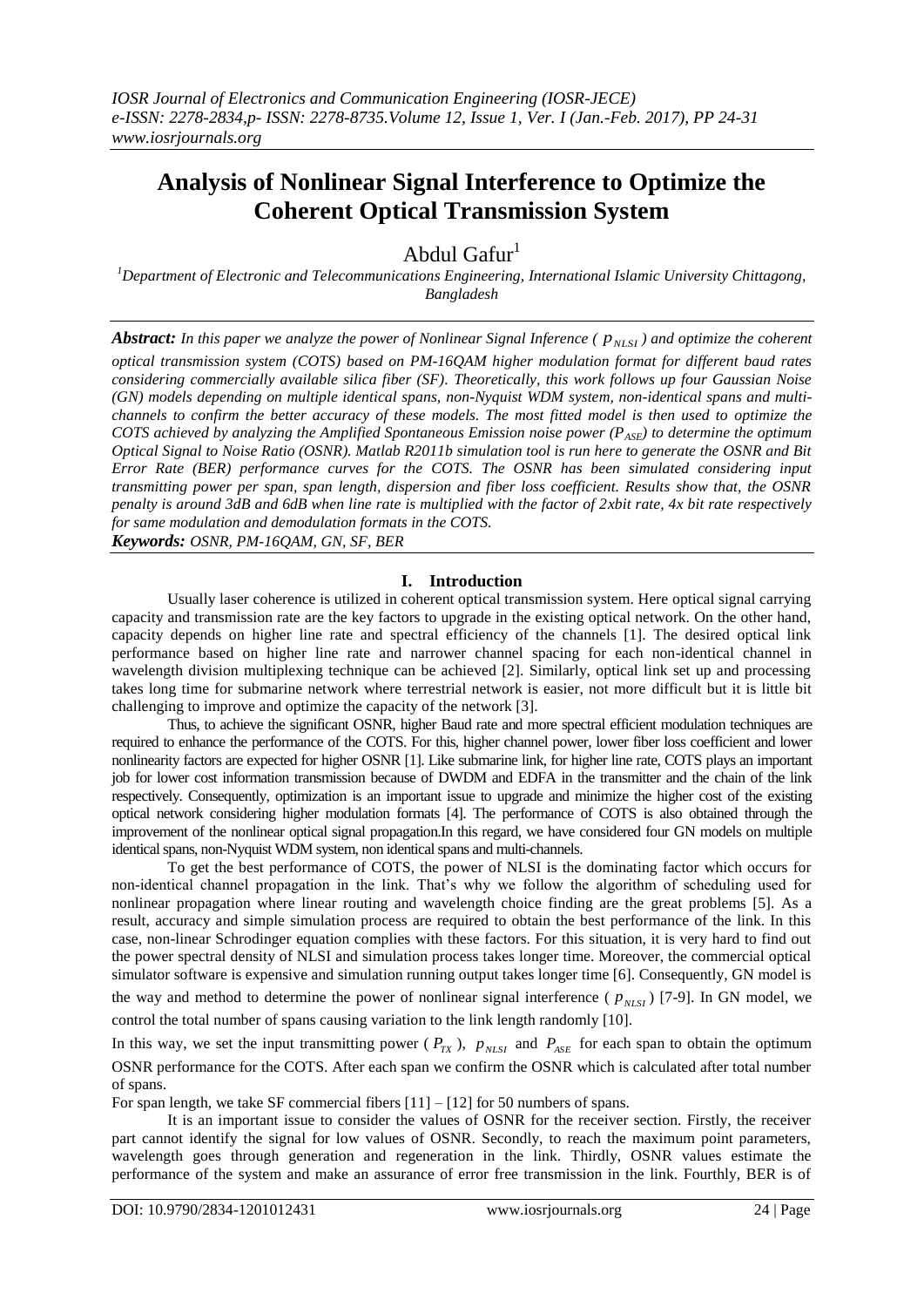# Analysis of Nonlinear Signal Interference to Optimize the Coherent Optical Transmission System

Abdul Gafur[1]

[1]Department of Electronic and Telecommunications Engineering, International Islamic University Chittagong, Bangladesh

***Abstract:*** *In this paper we analyze the power of Nonlinear Signal Inference ( $p_{NLSI}$ ) and optimize the coherent optical transmission system (COTS) based on PM-16QAM higher modulation format for different baud rates considering commercially available silica fiber (SF). Theoretically, this work follows up four Gaussian Noise (GN) models depending on multiple identical spans, non-Nyquist WDM system, non-identical spans and multi-channels to confirm the better accuracy of these models. The most fitted model is then used to optimize the COTS achieved by analyzing the Amplified Spontaneous Emission noise power ($P_{ASE}$) to determine the optimum Optical Signal to Noise Ratio (OSNR). Matlab R2011b simulation tool is run here to generate the OSNR and Bit Error Rate (BER) performance curves for the COTS. The OSNR has been simulated considering input transmitting power per span, span length, dispersion and fiber loss coefficient. Results show that, the OSNR penalty is around 3dB and 6dB when line rate is multiplied with the factor of 2xbit rate, 4x bit rate respectively for same modulation and demodulation formats in the COTS.*

***Keywords:*** *OSNR, PM-16QAM, GN, SF, BER*

## I. Introduction

Usually laser coherence is utilized in coherent optical transmission system. Here optical signal carrying capacity and transmission rate are the key factors to upgrade in the existing optical network. On the other hand, capacity depends on higher line rate and spectral efficiency of the channels [1]. The desired optical link performance based on higher line rate and narrower channel spacing for each non-identical channel in wavelength division multiplexing technique can be achieved [2]. Similarly, optical link set up and processing takes long time for submarine network where terrestrial network is easier, not more difficult but it is little bit challenging to improve and optimize the capacity of the network [3].

Thus, to achieve the significant OSNR, higher Baud rate and more spectral efficient modulation techniques are required to enhance the performance of the COTS. For this, higher channel power, lower fiber loss coefficient and lower nonlinearity factors are expected for higher OSNR [1]. Like submarine link, for higher line rate, COTS plays an important job for lower cost information transmission because of DWDM and EDFA in the transmitter and the chain of the link respectively. Consequently, optimization is an important issue to upgrade and minimize the higher cost of the existing optical network considering higher modulation formats [4]. The performance of COTS is also obtained through the improvement of the nonlinear optical signal propagation.In this regard, we have considered four GN models on multiple identical spans, non-Nyquist WDM system, non identical spans and multi-channels.

To get the best performance of COTS, the power of NLSI is the dominating factor which occurs for non-identical channel propagation in the link. That's why we follow the algorithm of scheduling used for nonlinear propagation where linear routing and wavelength choice finding are the great problems [5]. As a result, accuracy and simple simulation process are required to obtain the best performance of the link. In this case, non-linear Schrodinger equation complies with these factors. For this situation, it is very hard to find out the power spectral density of NLSI and simulation process takes longer time. Moreover, the commercial optical simulator software is expensive and simulation running output takes longer time [6]. Consequently, GN model is the way and method to determine the power of nonlinear signal interference ( $p_{NLSI}$ ) [7-9]. In GN model, we control the total number of spans causing variation to the link length randomly [10].

In this way, we set the input transmitting power ( $P_{TX}$ ), $p_{NLSI}$ and $P_{ASE}$ for each span to obtain the optimum OSNR performance for the COTS. After each span we confirm the OSNR which is calculated after total number of spans.

For span length, we take SF commercial fibers [11] – [12] for 50 numbers of spans.

It is an important issue to consider the values of OSNR for the receiver section. Firstly, the receiver part cannot identify the signal for low values of OSNR. Secondly, to reach the maximum point parameters, wavelength goes through generation and regeneration in the link. Thirdly, OSNR values estimate the performance of the system and make an assurance of error free transmission in the link. Fourthly, BER is of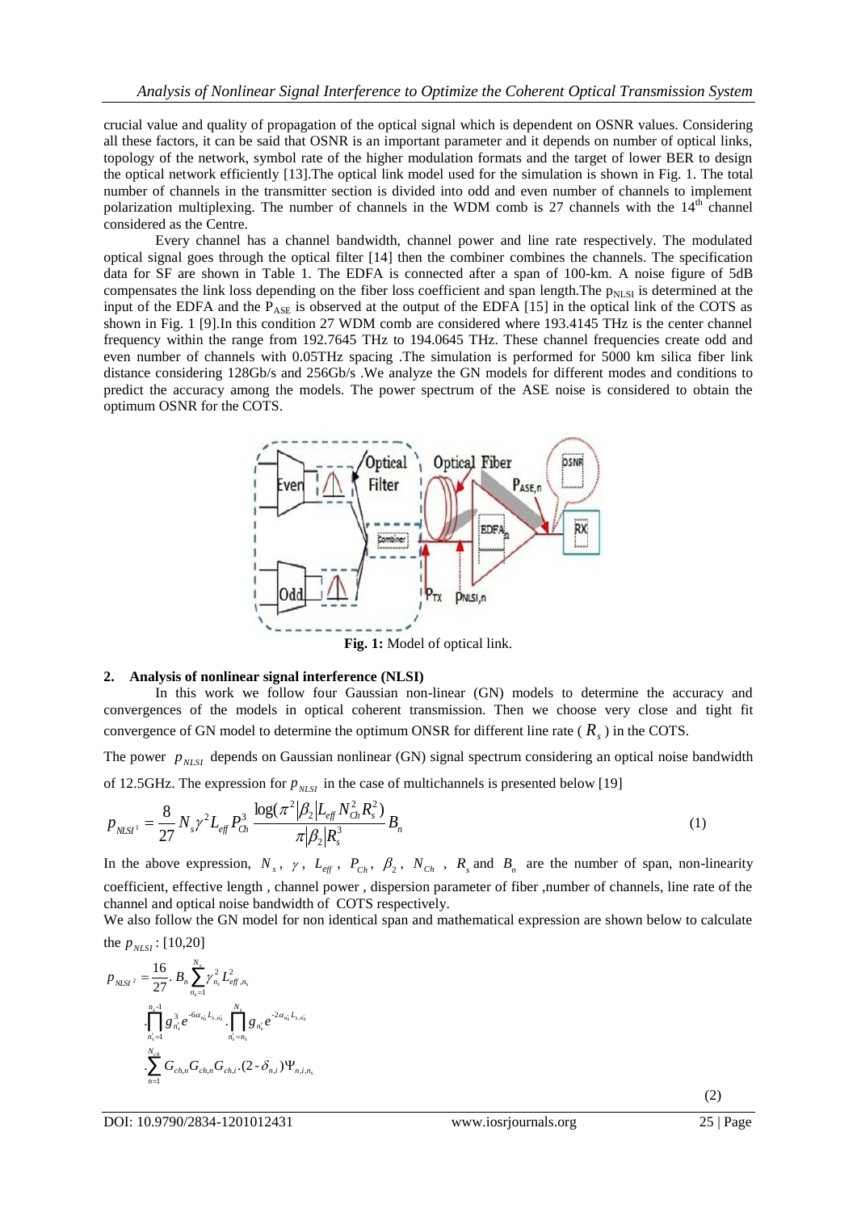crucial value and quality of propagation of the optical signal which is dependent on OSNR values. Considering all these factors, it can be said that OSNR is an important parameter and it depends on number of optical links, topology of the network, symbol rate of the higher modulation formats and the target of lower BER to design the optical network efficiently [13].The optical link model used for the simulation is shown in Fig. 1. The total number of channels in the transmitter section is divided into odd and even number of channels to implement polarization multiplexing. The number of channels in the WDM comb is 27 channels with the 14th channel considered as the Centre.

Every channel has a channel bandwidth, channel power and line rate respectively. The modulated optical signal goes through the optical filter [14] then the combiner combines the channels. The specification data for SF are shown in Table 1. The EDFA is connected after a span of 100-km. A noise figure of 5dB compensates the link loss depending on the fiber loss coefficient and span length.The $p_{NLSI}$ is determined at the input of the EDFA and the $P_{ASE}$ is observed at the output of the EDFA [15] in the optical link of the COTS as shown in Fig. 1 [9].In this condition 27 WDM comb are considered where 193.4145 THz is the center channel frequency within the range from 192.7645 THz to 194.0645 THz. These channel frequencies create odd and even number of channels with 0.05THz spacing .The simulation is performed for 5000 km silica fiber link distance considering 128Gb/s and 256Gb/s .We analyze the GN models for different modes and conditions to predict the accuracy among the models. The power spectrum of the ASE noise is considered to obtain the optimum OSNR for the COTS.

**Fig. 1:** Model of optical link.

## 2. Analysis of nonlinear signal interference (NLSI)

In this work we follow four Gaussian non-linear (GN) models to determine the accuracy and convergences of the models in optical coherent transmission. Then we choose very close and tight fit convergence of GN model to determine the optimum ONSR for different line rate ( $R_s$ ) in the COTS.

The power $p_{NLSI}$ depends on Gaussian nonlinear (GN) signal spectrum considering an optical noise bandwidth of 12.5GHz. The expression for $p_{NLSI}$ in the case of multichannels is presented below [19]

$$p_{NLSI^1} = \frac{8}{27} N_s \gamma^2 L_{eff} P_{Ch}^3 \frac{\log(\pi^2 |\beta_2| L_{eff} N_{Ch}^2 R_s^2)}{\pi |\beta_2| R_s^3} B_n \tag{1}$$

In the above expression, $N_s$, $\gamma$, $L_{eff}$, $P_{Ch}$, $\beta_2$, $N_{Ch}$, $R_s$ and $B_n$ are the number of span, non-linearity coefficient, effective length , channel power , dispersion parameter of fiber ,number of channels, line rate of the channel and optical noise bandwidth of COTS respectively.

We also follow the GN model for non identical span and mathematical expression are shown below to calculate the $p_{NLSI}$: [10,20]

$$p_{NLSI^2} = \frac{16}{27} \cdot B_n \sum_{n_s=1}^{N_s} \gamma_{n_s}^2 L_{eff,n_s}^2 \cdot \prod_{n_s'=1}^{n_s-1} g_{n_s'}^3 e^{-6\alpha_{n_s'} L_{s,n_s'}} \cdot \prod_{n_s'=n_s}^{N_s} g_{n_s'} e^{-2\alpha_{n_s'} L_{s,n_s'}} \cdot \sum_{n=1}^{N_{ch}} G_{ch,n} G_{ch,n} G_{ch,i} \cdot (2-\delta_{n,i}) \Psi_{n,i,n_s} \tag{2}$$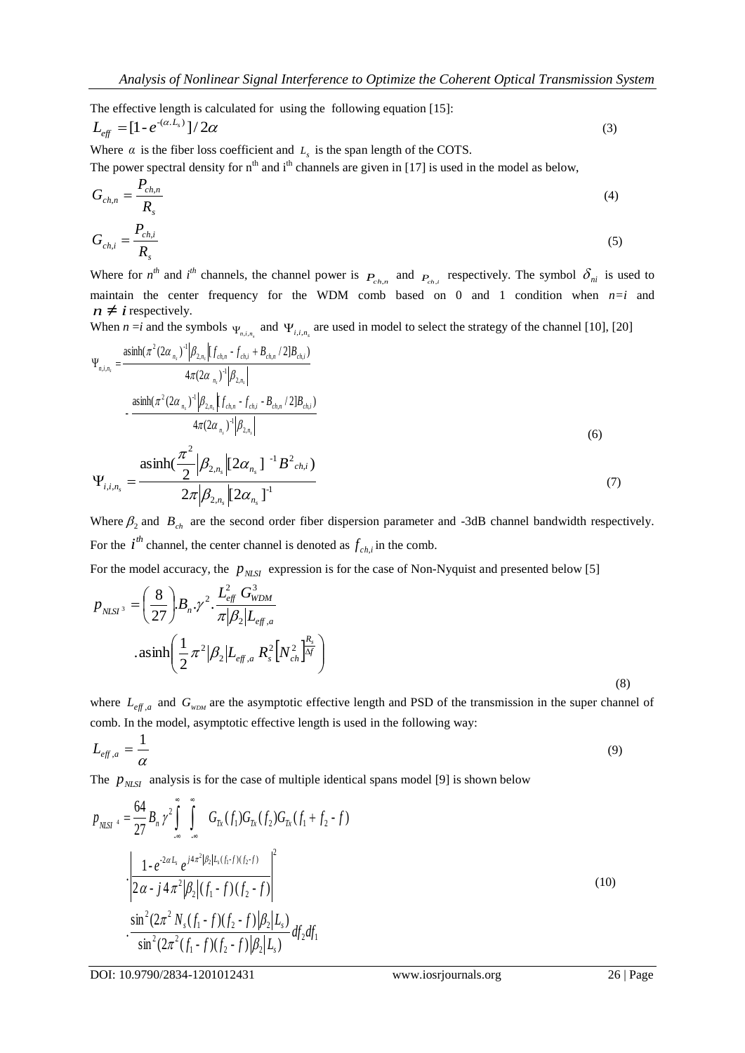The effective length is calculated for using the following equation [15]:

$$L_{eff} = [1 - e^{-(\alpha . L_s)}] / 2\alpha \tag{3}$$

Where $\alpha$ is the fiber loss coefficient and $L_s$ is the span length of the COTS.

The power spectral density for n[th] and i[th] channels are given in [17] is used in the model as below,

$$G_{ch,n} = \frac{P_{ch,n}}{R_s} \tag{4}$$

$$G_{ch,i} = \frac{P_{ch,i}}{R_s} \tag{5}$$

Where for $n^{th}$ and $i^{th}$ channels, the channel power is $P_{ch,n}$ and $P_{ch,i}$ respectively. The symbol $\delta_{ni}$ is used to maintain the center frequency for the WDM comb based on 0 and 1 condition when $n=i$ and $n \neq i$ respectively.

When $n=i$ and the symbols $\Psi_{n,i,n_s}$ and $\Psi_{i,i,n_s}$ are used in model to select the strategy of the channel [10], [20]

$$\Psi_{n,i,n_s} = \frac{\operatorname{asinh}(\pi^2 (2\alpha_{n_s})^{-1} \left|\beta_{2,n_s}\right| [f_{ch,n} - f_{ch,i} + B_{ch,n}/2] B_{ch,i})}{4\pi (2\alpha_{n_s})^{-1} \left|\beta_{2,n_s}\right|} - \frac{\operatorname{asinh}(\pi^2 (2\alpha_{n_s})^{-1} \left|\beta_{2,n_s}\right| [f_{ch,n} - f_{ch,i} - B_{ch,n}/2] B_{ch,i})}{4\pi (2\alpha_{n_s})^{-1} \left|\beta_{2,n_s}\right|} \tag{6}$$

$$\Psi_{i,i,n_s} = \frac{\operatorname{asinh}(\frac{\pi^2}{2} \left|\beta_{2,n_s}\right| [2\alpha_{n_s}]^{-1} B^2_{ch,i})}{2\pi \left|\beta_{2,n_s}\right| [2\alpha_{n_s}]^{-1}} \tag{7}$$

Where $\beta_2$ and $B_{ch}$ are the second order fiber dispersion parameter and -3dB channel bandwidth respectively. For the $i^{th}$ channel, the center channel is denoted as $f_{ch,i}$ in the comb.

For the model accuracy, the $p_{NLSI}$ expression is for the case of Non-Nyquist and presented below [5]

$$p_{NLSI^3} = \left(\frac{8}{27}\right) . B_n . \gamma^2 . \frac{L_{eff}^2 \, G_{WDM}^3}{\pi \left|\beta_2\right| L_{eff,a}} . \operatorname{asinh}\left(\frac{1}{2}\pi^2 \left|\beta_2\right| L_{eff,a} \, R_s^2 \left[N_{ch}^2\right]^{\frac{R_s}{\Delta f}}\right) \tag{8}$$

where $L_{eff,a}$ and $G_{WDM}$ are the asymptotic effective length and PSD of the transmission in the super channel of comb. In the model, asymptotic effective length is used in the following way:

$$L_{eff,a} = \frac{1}{\alpha} \tag{9}$$

The $p_{NLSI}$ analysis is for the case of multiple identical spans model [9] is shown below

$$p_{NLSI^4} = \frac{64}{27} B_n \gamma^2 \int_{-\infty}^{\infty} \int_{-\infty}^{\infty} G_{Tx}(f_1) G_{Tx}(f_2) G_{Tx}(f_1 + f_2 - f) \cdot \left| \frac{1 - e^{-2\alpha L_s} e^{j4\pi^2 \left|\beta_2\right| L_s (f_1 - f)(f_2 - f)}}{2\alpha - j4\pi^2 \left|\beta_2\right| (f_1 - f)(f_2 - f)} \right|^2 \cdot \frac{\sin^2(2\pi^2 N_s (f_1 - f)(f_2 - f) \left|\beta_2\right| L_s)}{\sin^2(2\pi^2 (f_1 - f)(f_2 - f) \left|\beta_2\right| L_s)} df_2 df_1 \tag{10}$$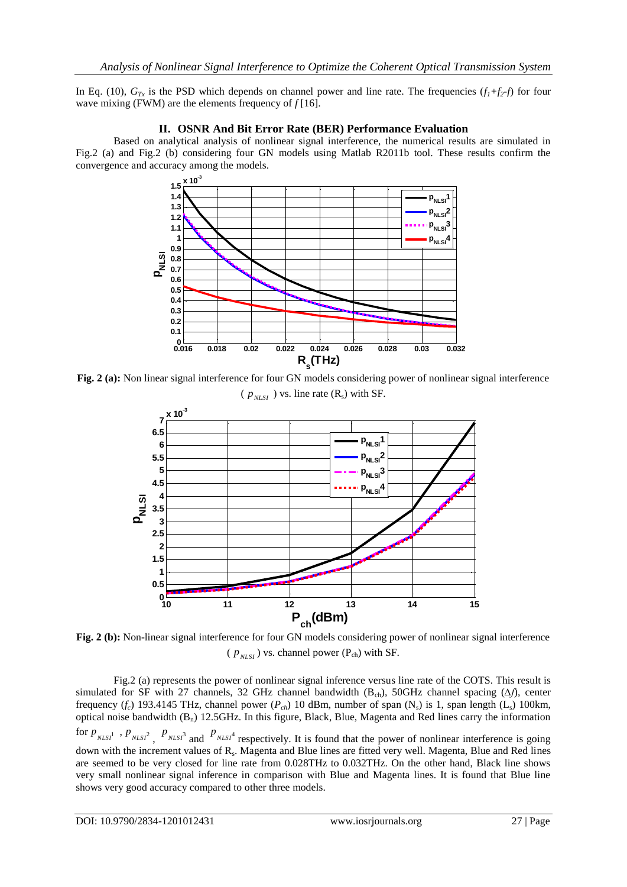In Eq. (10), $G_{Tx}$ is the PSD which depends on channel power and line rate. The frequencies ($f_1+f_2-f$) for four wave mixing (FWM) are the elements frequency of $f$ [16].

## II. OSNR And Bit Error Rate (BER) Performance Evaluation

Based on analytical analysis of nonlinear signal interference, the numerical results are simulated in Fig.2 (a) and Fig.2 (b) considering four GN models using Matlab R2011b tool. These results confirm the convergence and accuracy among the models.

**Fig. 2 (a):** Non linear signal interference for four GN models considering power of nonlinear signal interference ($p_{NLSI}$) vs. line rate ($R_s$) with SF.

**Fig. 2 (b):** Non-linear signal interference for four GN models considering power of nonlinear signal interference ($p_{NLSI}$) vs. channel power ($P_{ch}$) with SF.

Fig.2 (a) represents the power of nonlinear signal inference versus line rate of the COTS. This result is simulated for SF with 27 channels, 32 GHz channel bandwidth ($B_{ch}$), 50GHz channel spacing ($\Delta f$), center frequency ($f_c$) 193.4145 THz, channel power ($P_{ch}$) 10 dBm, number of span ($N_s$) is 1, span length ($L_s$) 100km, optical noise bandwidth ($B_n$) 12.5GHz. In this figure, Black, Blue, Magenta and Red lines carry the information for $p_{NLSI^1}$, $p_{NLSI^2}$, $p_{NLSI^3}$ and $p_{NLSI^4}$ respectively. It is found that the power of nonlinear interference is going down with the increment values of $R_s$. Magenta and Blue lines are fitted very well. Magenta, Blue and Red lines are seemed to be very closed for line rate from 0.028THz to 0.032THz. On the other hand, Black line shows very small nonlinear signal inference in comparison with Blue and Magenta lines. It is found that Blue line shows very good accuracy compared to other three models.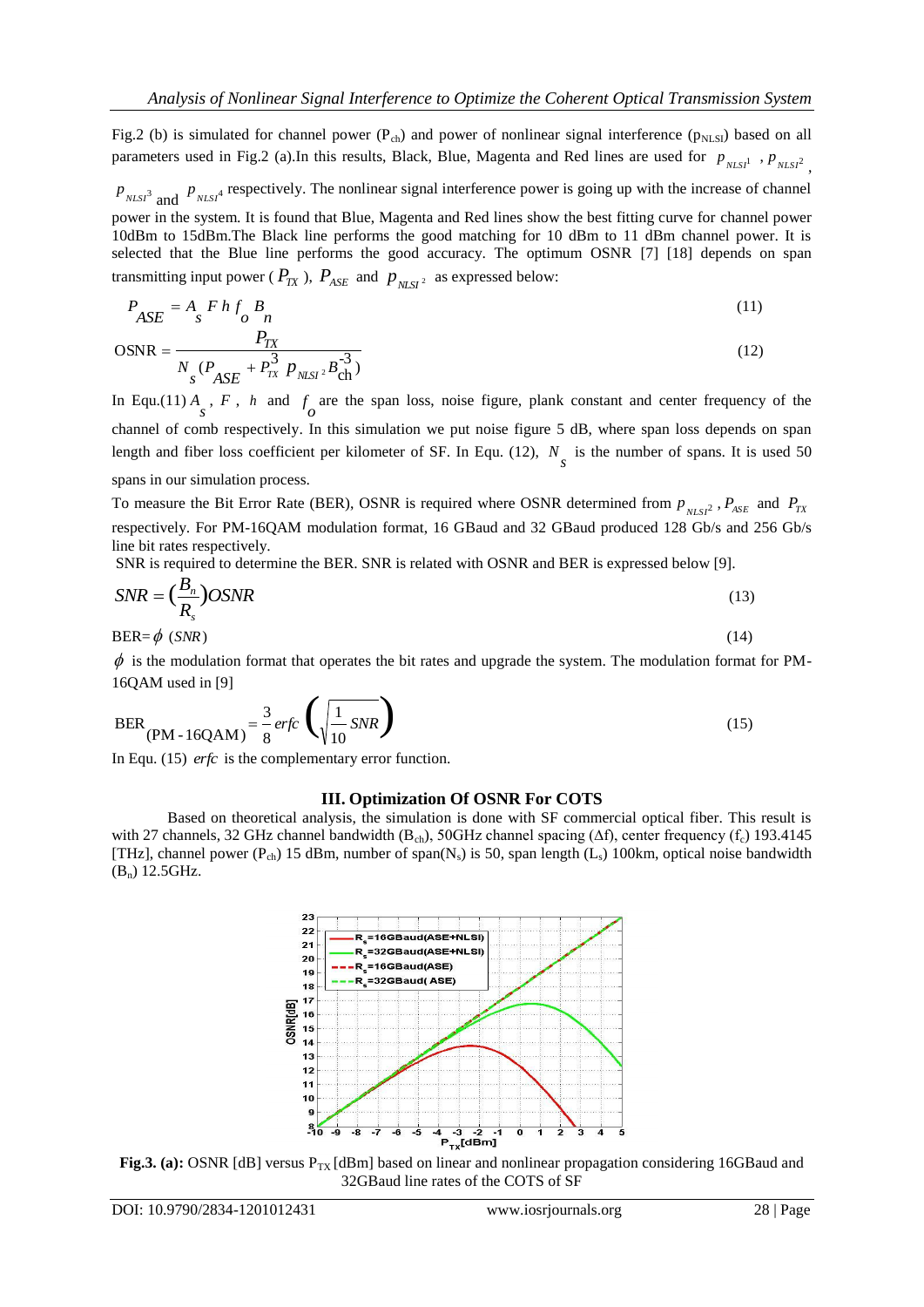Fig.2 (b) is simulated for channel power ($P_{ch}$) and power of nonlinear signal interference ($p_{NLSI}$) based on all parameters used in Fig.2 (a).In this results, Black, Blue, Magenta and Red lines are used for $p_{NLSI^1}$, $p_{NLSI^2}$, $p_{NLSI^3}$ and $p_{NLSI^4}$ respectively. The nonlinear signal interference power is going up with the increase of channel power in the system. It is found that Blue, Magenta and Red lines show the best fitting curve for channel power 10dBm to 15dBm.The Black line performs the good matching for 10 dBm to 11 dBm channel power. It is selected that the Blue line performs the good accuracy. The optimum OSNR [7] [18] depends on span transmitting input power ( $P_{TX}$ ), $P_{ASE}$ and $p_{NLSI^2}$ as expressed below:

$$P_{ASE} = A_s F h f_o B_n \tag{11}$$

$$\text{OSNR} = \frac{P_{TX}}{N_s (P_{ASE} + P_{TX}^3 \, p_{NLSI^2} B_{ch}^{-3})} \tag{12}$$

In Equ.(11) $A_s$, $F$, $h$ and $f_o$ are the span loss, noise figure, plank constant and center frequency of the channel of comb respectively. In this simulation we put noise figure 5 dB, where span loss depends on span length and fiber loss coefficient per kilometer of SF. In Equ. (12), $N_s$ is the number of spans. It is used 50 spans in our simulation process.

To measure the Bit Error Rate (BER), OSNR is required where OSNR determined from $p_{NLSI^2}$, $P_{ASE}$ and $P_{TX}$ respectively. For PM-16QAM modulation format, 16 GBaud and 32 GBaud produced 128 Gb/s and 256 Gb/s line bit rates respectively.

SNR is required to determine the BER. SNR is related with OSNR and BER is expressed below [9].

$$SNR = \left(\frac{B_n}{R_s}\right) OSNR \tag{13}$$

$$\text{BER} = \phi \; (SNR) \tag{14}$$

$\phi$ is the modulation format that operates the bit rates and upgrade the system. The modulation format for PM-16QAM used in [9]

$$\text{BER}_{(\text{PM-16QAM})} = \frac{3}{8} \, erfc \left( \sqrt{\frac{1}{10} SNR} \right) \tag{15}$$

In Equ. (15) *erfc* is the complementary error function.

## III. Optimization Of OSNR For COTS

Based on theoretical analysis, the simulation is done with SF commercial optical fiber. This result is with 27 channels, 32 GHz channel bandwidth ($B_{ch}$), 50GHz channel spacing ($\Delta f$), center frequency ($f_c$) 193.4145 [THz], channel power ($P_{ch}$) 15 dBm, number of span($N_s$) is 50, span length ($L_s$) 100km, optical noise bandwidth ($B_n$) 12.5GHz.

**Fig.3. (a):** OSNR [dB] versus $P_{TX}$ [dBm] based on linear and nonlinear propagation considering 16GBaud and 32GBaud line rates of the COTS of SF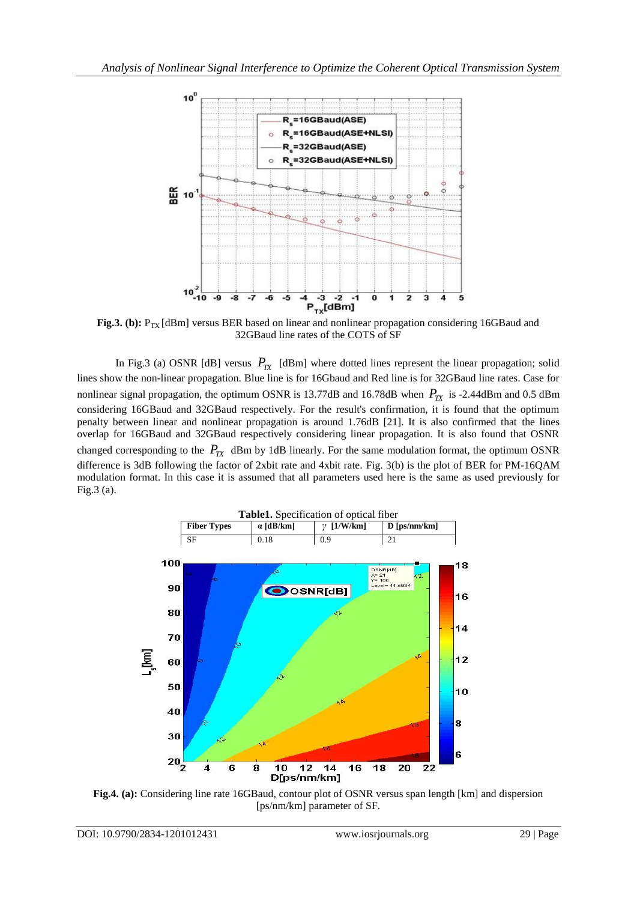**Fig.3. (b):** $P_{TX}$ [dBm] versus BER based on linear and nonlinear propagation considering 16GBaud and 32GBaud line rates of the COTS of SF

In Fig.3 (a) OSNR [dB] versus $P_{TX}$ [dBm] where dotted lines represent the linear propagation; solid lines show the non-linear propagation. Blue line is for 16Gbaud and Red line is for 32GBaud line rates. Case for nonlinear signal propagation, the optimum OSNR is 13.77dB and 16.78dB when $P_{TX}$ is -2.44dBm and 0.5 dBm considering 16GBaud and 32GBaud respectively. For the result's confirmation, it is found that the optimum penalty between linear and nonlinear propagation is around 1.76dB [21]. It is also confirmed that the lines overlap for 16GBaud and 32GBaud respectively considering linear propagation. It is also found that OSNR changed corresponding to the $P_{TX}$ dBm by 1dB linearly. For the same modulation format, the optimum OSNR difference is 3dB following the factor of 2xbit rate and 4xbit rate. Fig. 3(b) is the plot of BER for PM-16QAM modulation format. In this case it is assumed that all parameters used here is the same as used previously for Fig.3 (a).

**Table1.** Specification of optical fiber

| Fiber Types | α [dB/km] | $\gamma$ [1/W/km] | D [ps/nm/km] |
|---|---|---|---|
| SF | 0.18 | 0.9 | 21 |

**Fig.4. (a):** Considering line rate 16GBaud, contour plot of OSNR versus span length [km] and dispersion [ps/nm/km] parameter of SF.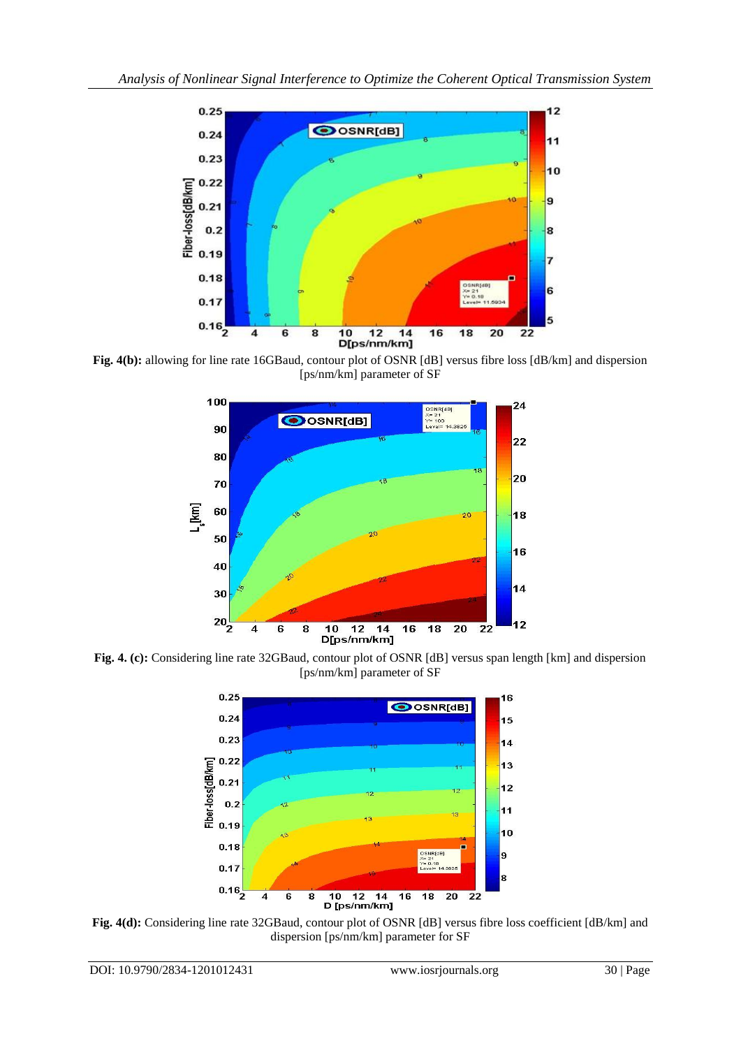**Fig. 4(b):** allowing for line rate 16GBaud, contour plot of OSNR [dB] versus fibre loss [dB/km] and dispersion [ps/nm/km] parameter of SF

**Fig. 4. (c):** Considering line rate 32GBaud, contour plot of OSNR [dB] versus span length [km] and dispersion [ps/nm/km] parameter of SF

**Fig. 4(d):** Considering line rate 32GBaud, contour plot of OSNR [dB] versus fibre loss coefficient [dB/km] and dispersion [ps/nm/km] parameter for SF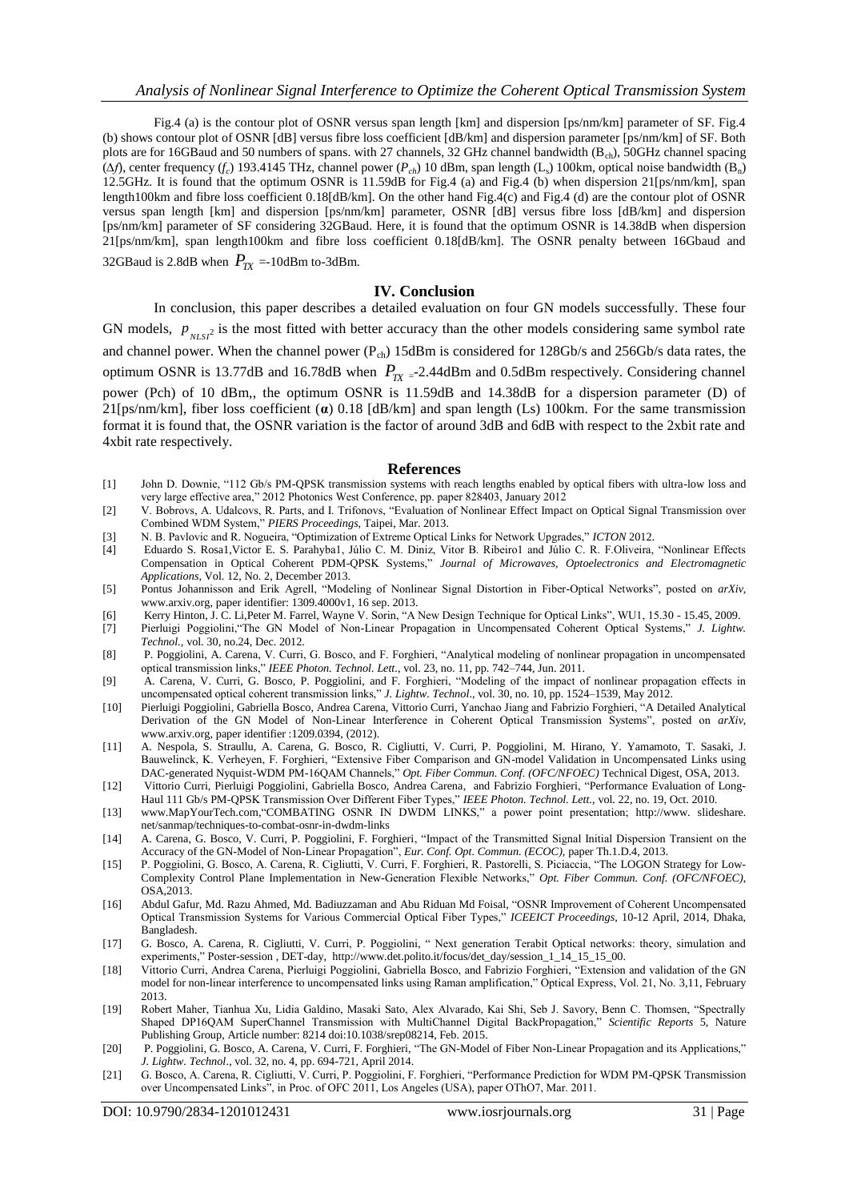Fig.4 (a) is the contour plot of OSNR versus span length [km] and dispersion [ps/nm/km] parameter of SF. Fig.4 (b) shows contour plot of OSNR [dB] versus fibre loss coefficient [dB/km] and dispersion parameter [ps/nm/km] of SF. Both plots are for 16GBaud and 50 numbers of spans. with 27 channels, 32 GHz channel bandwidth ($B_{ch}$), 50GHz channel spacing ($\Delta f$), center frequency ($f_c$) 193.4145 THz, channel power ($P_{ch}$) 10 dBm, span length ($L_s$) 100km, optical noise bandwidth ($B_n$) 12.5GHz. It is found that the optimum OSNR is 11.59dB for Fig.4 (a) and Fig.4 (b) when dispersion 21[ps/nm/km], span length100km and fibre loss coefficient 0.18[dB/km]. On the other hand Fig.4(c) and Fig.4 (d) are the contour plot of OSNR versus span length [km] and dispersion [ps/nm/km] parameter, OSNR [dB] versus fibre loss [dB/km] and dispersion [ps/nm/km] parameter of SF considering 32GBaud. Here, it is found that the optimum OSNR is 14.38dB when dispersion 21[ps/nm/km], span length100km and fibre loss coefficient 0.18[dB/km]. The OSNR penalty between 16Gbaud and 32GBaud is 2.8dB when $P_{TX}$ =-10dBm to-3dBm.

## IV. Conclusion

In conclusion, this paper describes a detailed evaluation on four GN models successfully. These four GN models, $p_{NLSI^2}$ is the most fitted with better accuracy than the other models considering same symbol rate and channel power. When the channel power ($P_{ch}$) 15dBm is considered for 128Gb/s and 256Gb/s data rates, the optimum OSNR is 13.77dB and 16.78dB when $P_{TX}$ =-2.44dBm and 0.5dBm respectively. Considering channel power (Pch) of 10 dBm,, the optimum OSNR is 11.59dB and 14.38dB for a dispersion parameter (D) of 21[ps/nm/km], fiber loss coefficient (**$\alpha$**) 0.18 [dB/km] and span length (Ls) 100km. For the same transmission format it is found that, the OSNR variation is the factor of around 3dB and 6dB with respect to the 2xbit rate and 4xbit rate respectively.

## References

[1] John D. Downie, "112 Gb/s PM-QPSK transmission systems with reach lengths enabled by optical fibers with ultra-low loss and very large effective area," 2012 Photonics West Conference, pp. paper 828403, January 2012

[2] V. Bobrovs, A. Udalcovs, R. Parts, and I. Trifonovs, "Evaluation of Nonlinear Effect Impact on Optical Signal Transmission over Combined WDM System," *PIERS Proceedings*, Taipei, Mar. 2013.

[3] N. B. Pavlovic and R. Nogueira, "Optimization of Extreme Optical Links for Network Upgrades," *ICTON* 2012.

[4] Eduardo S. Rosa1,Victor E. S. Parahyba1, Júlio C. M. Diniz, Vitor B. Ribeiro1 and Júlio C. R. F.Oliveira, "Nonlinear Effects Compensation in Optical Coherent PDM-QPSK Systems," *Journal of Microwaves, Optoelectronics and Electromagnetic Applications*, Vol. 12, No. 2, December 2013.

[5] Pontus Johannisson and Erik Agrell, "Modeling of Nonlinear Signal Distortion in Fiber-Optical Networks", posted on *arXiv*, www.arxiv.org, paper identifier: 1309.4000v1, 16 sep. 2013.

[6] Kerry Hinton, J. C. Li,Peter M. Farrel, Wayne V. Sorin, "A New Design Technique for Optical Links", WU1, 15.30 - 15.45, 2009.

[7] Pierluigi Poggiolini,"The GN Model of Non-Linear Propagation in Uncompensated Coherent Optical Systems," *J. Lightw. Technol.*, vol. 30, no.24, Dec. 2012.

[8] P. Poggiolini, A. Carena, V. Curri, G. Bosco, and F. Forghieri, "Analytical modeling of nonlinear propagation in uncompensated optical transmission links," *IEEE Photon. Technol. Lett.*, vol. 23, no. 11, pp. 742–744, Jun. 2011.

[9] A. Carena, V. Curri, G. Bosco, P. Poggiolini, and F. Forghieri, "Modeling of the impact of nonlinear propagation effects in uncompensated optical coherent transmission links," *J. Lightw. Technol.*, vol. 30, no. 10, pp. 1524–1539, May 2012.

[10] Pierluigi Poggiolini, Gabriella Bosco, Andrea Carena, Vittorio Curri, Yanchao Jiang and Fabrizio Forghieri, "A Detailed Analytical Derivation of the GN Model of Non-Linear Interference in Coherent Optical Transmission Systems", posted on *arXiv*, www.arxiv.org, paper identifier :1209.0394, (2012).

[11] A. Nespola, S. Straullu, A. Carena, G. Bosco, R. Cigliutti, V. Curri, P. Poggiolini, M. Hirano, Y. Yamamoto, T. Sasaki, J. Bauwelinck, K. Verheyen, F. Forghieri, "Extensive Fiber Comparison and GN-model Validation in Uncompensated Links using DAC-generated Nyquist-WDM PM-16QAM Channels," *Opt. Fiber Commun. Conf. (OFC/NFOEC)* Technical Digest, OSA, 2013.

[12] Vittorio Curri, Pierluigi Poggiolini, Gabriella Bosco, Andrea Carena, and Fabrizio Forghieri, "Performance Evaluation of Long-Haul 111 Gb/s PM-QPSK Transmission Over Different Fiber Types," *IEEE Photon. Technol. Lett.*, vol. 22, no. 19, Oct. 2010.

[13] www.MapYourTech.com,"COMBATING OSNR IN DWDM LINKS," a power point presentation; http://www. slideshare. net/sanmap/techniques-to-combat-osnr-in-dwdm-links

[14] A. Carena, G. Bosco, V. Curri, P. Poggiolini, F. Forghieri, "Impact of the Transmitted Signal Initial Dispersion Transient on the Accuracy of the GN-Model of Non-Linear Propagation", *Eur. Conf. Opt. Commun. (ECOC)*, paper Th.1.D.4, 2013.

[15] P. Poggiolini, G. Bosco, A. Carena, R. Cigliutti, V. Curri, F. Forghieri, R. Pastorelli, S. Piciaccia, "The LOGON Strategy for Low-Complexity Control Plane Implementation in New-Generation Flexible Networks," *Opt. Fiber Commun. Conf. (OFC/NFOEC)*, OSA,2013.

[16] Abdul Gafur, Md. Razu Ahmed, Md. Badiuzzaman and Abu Riduan Md Foisal, "OSNR Improvement of Coherent Uncompensated Optical Transmission Systems for Various Commercial Optical Fiber Types," *ICEEICT Proceedings*, 10-12 April, 2014, Dhaka, Bangladesh.

[17] G. Bosco, A. Carena, R. Cigliutti, V. Curri, P. Poggiolini, " Next generation Terabit Optical networks: theory, simulation and experiments," Poster-session , DET-day, http://www.det.polito.it/focus/det_day/session_1_14_15_15_00.

[18] Vittorio Curri, Andrea Carena, Pierluigi Poggiolini, Gabriella Bosco, and Fabrizio Forghieri, "Extension and validation of the GN model for non-linear interference to uncompensated links using Raman amplification," Optical Express, Vol. 21, No. 3,11, February 2013.

[19] Robert Maher, Tianhua Xu, Lidia Galdino, Masaki Sato, Alex Alvarado, Kai Shi, Seb J. Savory, Benn C. Thomsen, "Spectrally Shaped DP16QAM SuperChannel Transmission with MultiChannel Digital BackPropagation," *Scientific Reports* 5, Nature Publishing Group, Article number: 8214 doi:10.1038/srep08214, Feb. 2015.

[20] P. Poggiolini, G. Bosco, A. Carena, V. Curri, F. Forghieri, "The GN-Model of Fiber Non-Linear Propagation and its Applications," *J. Lightw. Technol.*, vol. 32, no. 4, pp. 694-721, April 2014.

[21] G. Bosco, A. Carena, R. Cigliutti, V. Curri, P. Poggiolini, F. Forghieri, "Performance Prediction for WDM PM-QPSK Transmission over Uncompensated Links", in Proc. of OFC 2011, Los Angeles (USA), paper OThO7, Mar. 2011.